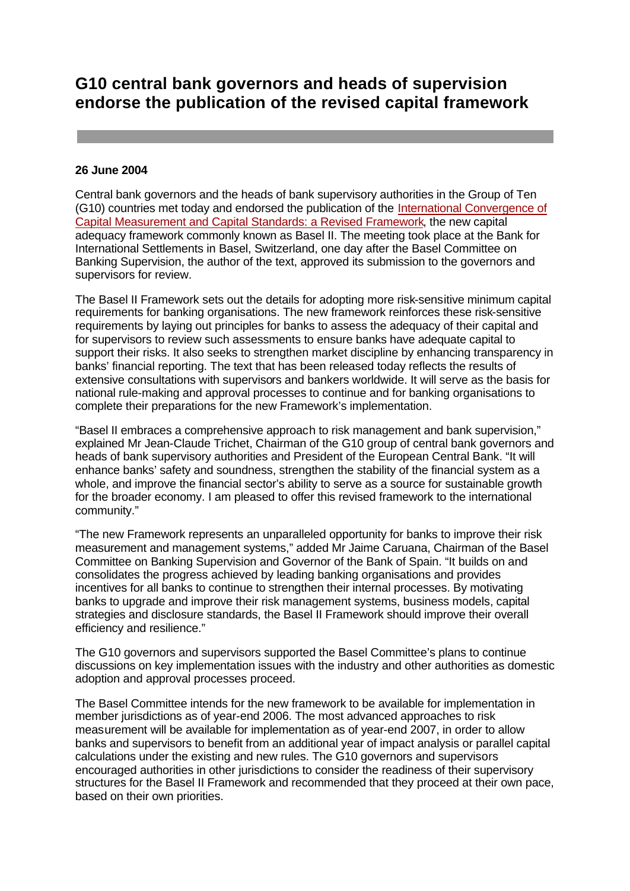# G10 central bank governors and heads of supervision endorse the publication of the revised capital framework

**26 June 2004**

Central bank governors and the heads of bank supervisory authorities in the Group of Ten (G10) countries met today and endorsed the publication of the International Convergence of Capital Measurement and Capital Standards: a Revised Framework, the new capital adequacy framework commonly known as Basel II. The meeting took place at the Bank for International Settlements in Basel, Switzerland, one day after the Basel Committee on Banking Supervision, the author of the text, approved its submission to the governors and supervisors for review.

The Basel II Framework sets out the details for adopting more risk-sensitive minimum capital requirements for banking organisations. The new framework reinforces these risk-sensitive requirements by laying out principles for banks to assess the adequacy of their capital and for supervisors to review such assessments to ensure banks have adequate capital to support their risks. It also seeks to strengthen market discipline by enhancing transparency in banks' financial reporting. The text that has been released today reflects the results of extensive consultations with supervisors and bankers worldwide. It will serve as the basis for national rule-making and approval processes to continue and for banking organisations to complete their preparations for the new Framework's implementation.

"Basel II embraces a comprehensive approach to risk management and bank supervision," explained Mr Jean-Claude Trichet, Chairman of the G10 group of central bank governors and heads of bank supervisory authorities and President of the European Central Bank. "It will enhance banks' safety and soundness, strengthen the stability of the financial system as a whole, and improve the financial sector's ability to serve as a source for sustainable growth for the broader economy. I am pleased to offer this revised framework to the international community."

"The new Framework represents an unparalleled opportunity for banks to improve their risk measurement and management systems," added Mr Jaime Caruana, Chairman of the Basel Committee on Banking Supervision and Governor of the Bank of Spain. "It builds on and consolidates the progress achieved by leading banking organisations and provides incentives for all banks to continue to strengthen their internal processes. By motivating banks to upgrade and improve their risk management systems, business models, capital strategies and disclosure standards, the Basel II Framework should improve their overall efficiency and resilience."

The G10 governors and supervisors supported the Basel Committee's plans to continue discussions on key implementation issues with the industry and other authorities as domestic adoption and approval processes proceed.

The Basel Committee intends for the new framework to be available for implementation in member jurisdictions as of year-end 2006. The most advanced approaches to risk measurement will be available for implementation as of year-end 2007, in order to allow banks and supervisors to benefit from an additional year of impact analysis or parallel capital calculations under the existing and new rules. The G10 governors and supervisors encouraged authorities in other jurisdictions to consider the readiness of their supervisory structures for the Basel II Framework and recommended that they proceed at their own pace, based on their own priorities.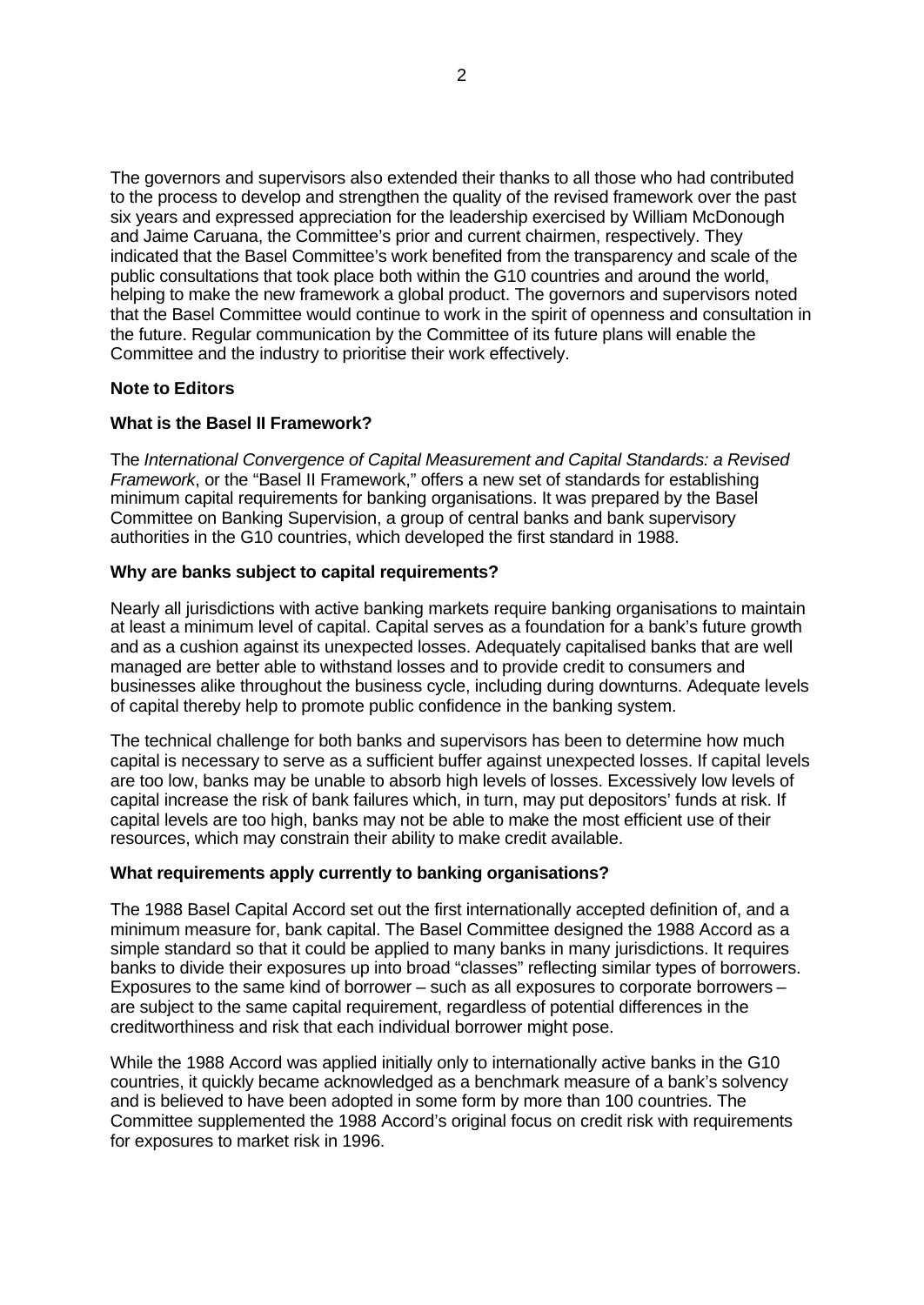The governors and supervisors also extended their thanks to all those who had contributed to the process to develop and strengthen the quality of the revised framework over the past six years and expressed appreciation for the leadership exercised by William McDonough and Jaime Caruana, the Committee's prior and current chairmen, respectively. They indicated that the Basel Committee's work benefited from the transparency and scale of the public consultations that took place both within the G10 countries and around the world, helping to make the new framework a global product. The governors and supervisors noted that the Basel Committee would continue to work in the spirit of openness and consultation in the future. Regular communication by the Committee of its future plans will enable the Committee and the industry to prioritise their work effectively.

**Note to Editors**

**What is the Basel II Framework?**

The *International Convergence of Capital Measurement and Capital Standards: a Revised Framework*, or the "Basel II Framework," offers a new set of standards for establishing minimum capital requirements for banking organisations. It was prepared by the Basel Committee on Banking Supervision, a group of central banks and bank supervisory authorities in the G10 countries, which developed the first standard in 1988.

**Why are banks subject to capital requirements?**

Nearly all jurisdictions with active banking markets require banking organisations to maintain at least a minimum level of capital. Capital serves as a foundation for a bank's future growth and as a cushion against its unexpected losses. Adequately capitalised banks that are well managed are better able to withstand losses and to provide credit to consumers and businesses alike throughout the business cycle, including during downturns. Adequate levels of capital thereby help to promote public confidence in the banking system.

The technical challenge for both banks and supervisors has been to determine how much capital is necessary to serve as a sufficient buffer against unexpected losses. If capital levels are too low, banks may be unable to absorb high levels of losses. Excessively low levels of capital increase the risk of bank failures which, in turn, may put depositors' funds at risk. If capital levels are too high, banks may not be able to make the most efficient use of their resources, which may constrain their ability to make credit available.

**What requirements apply currently to banking organisations?**

The 1988 Basel Capital Accord set out the first internationally accepted definition of, and a minimum measure for, bank capital. The Basel Committee designed the 1988 Accord as a simple standard so that it could be applied to many banks in many jurisdictions. It requires banks to divide their exposures up into broad "classes" reflecting similar types of borrowers. Exposures to the same kind of borrower – such as all exposures to corporate borrowers – are subject to the same capital requirement, regardless of potential differences in the creditworthiness and risk that each individual borrower might pose.

While the 1988 Accord was applied initially only to internationally active banks in the G10 countries, it quickly became acknowledged as a benchmark measure of a bank's solvency and is believed to have been adopted in some form by more than 100 countries. The Committee supplemented the 1988 Accord's original focus on credit risk with requirements for exposures to market risk in 1996.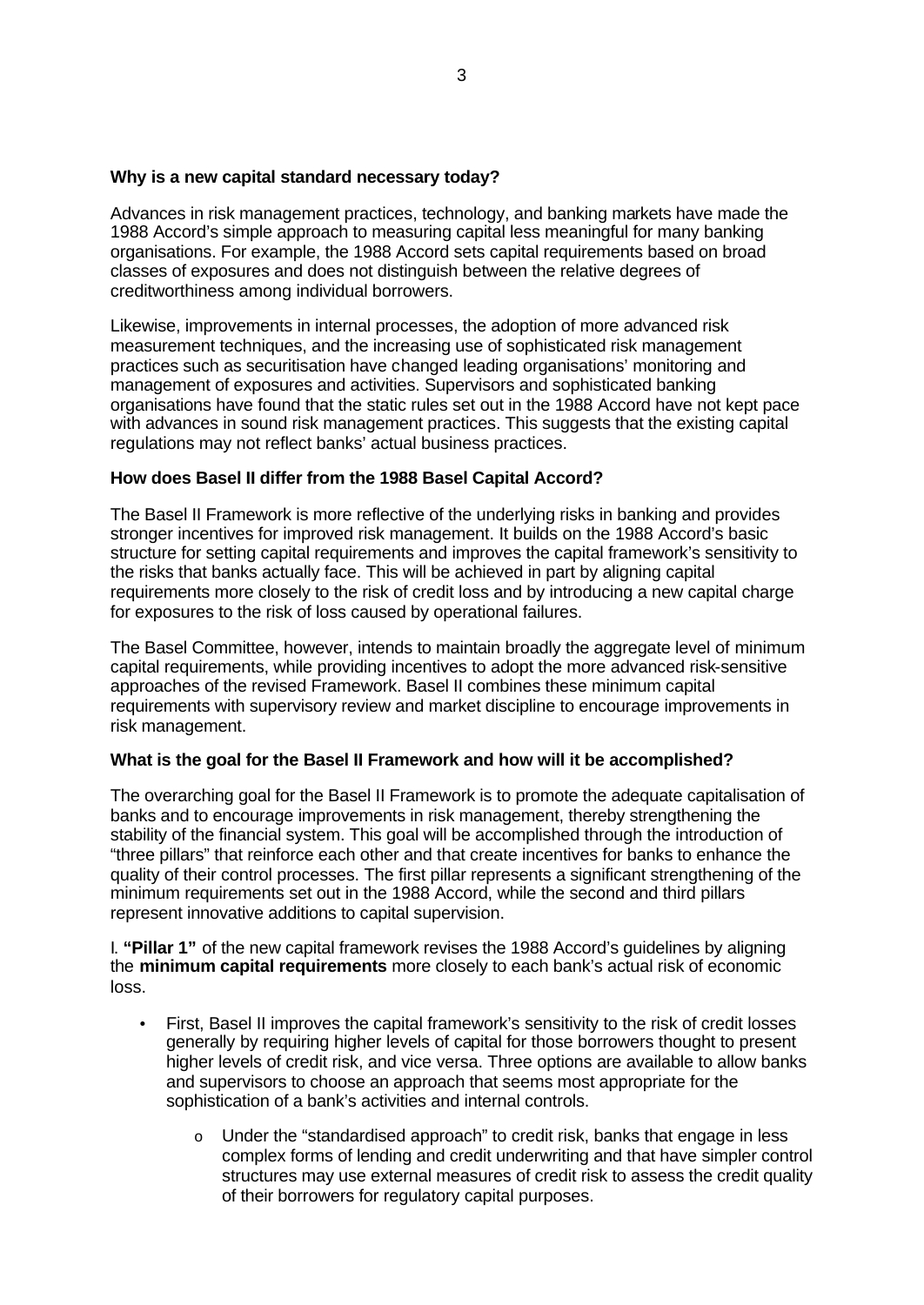**Why is a new capital standard necessary today?**

Advances in risk management practices, technology, and banking markets have made the 1988 Accord's simple approach to measuring capital less meaningful for many banking organisations. For example, the 1988 Accord sets capital requirements based on broad classes of exposures and does not distinguish between the relative degrees of creditworthiness among individual borrowers.

Likewise, improvements in internal processes, the adoption of more advanced risk measurement techniques, and the increasing use of sophisticated risk management practices such as securitisation have changed leading organisations' monitoring and management of exposures and activities. Supervisors and sophisticated banking organisations have found that the static rules set out in the 1988 Accord have not kept pace with advances in sound risk management practices. This suggests that the existing capital regulations may not reflect banks' actual business practices.

**How does Basel II differ from the 1988 Basel Capital Accord?**

The Basel II Framework is more reflective of the underlying risks in banking and provides stronger incentives for improved risk management. It builds on the 1988 Accord's basic structure for setting capital requirements and improves the capital framework's sensitivity to the risks that banks actually face. This will be achieved in part by aligning capital requirements more closely to the risk of credit loss and by introducing a new capital charge for exposures to the risk of loss caused by operational failures.

The Basel Committee, however, intends to maintain broadly the aggregate level of minimum capital requirements, while providing incentives to adopt the more advanced risk-sensitive approaches of the revised Framework. Basel II combines these minimum capital requirements with supervisory review and market discipline to encourage improvements in risk management.

**What is the goal for the Basel II Framework and how will it be accomplished?**

The overarching goal for the Basel II Framework is to promote the adequate capitalisation of banks and to encourage improvements in risk management, thereby strengthening the stability of the financial system. This goal will be accomplished through the introduction of "three pillars" that reinforce each other and that create incentives for banks to enhance the quality of their control processes. The first pillar represents a significant strengthening of the minimum requirements set out in the 1988 Accord, while the second and third pillars represent innovative additions to capital supervision.

I. **"Pillar 1"** of the new capital framework revises the 1988 Accord's guidelines by aligning the **minimum capital requirements** more closely to each bank's actual risk of economic loss.

- First, Basel II improves the capital framework's sensitivity to the risk of credit losses generally by requiring higher levels of capital for those borrowers thought to present higher levels of credit risk, and vice versa. Three options are available to allow banks and supervisors to choose an approach that seems most appropriate for the sophistication of a bank's activities and internal controls.
    - Under the "standardised approach" to credit risk, banks that engage in less complex forms of lending and credit underwriting and that have simpler control structures may use external measures of credit risk to assess the credit quality of their borrowers for regulatory capital purposes.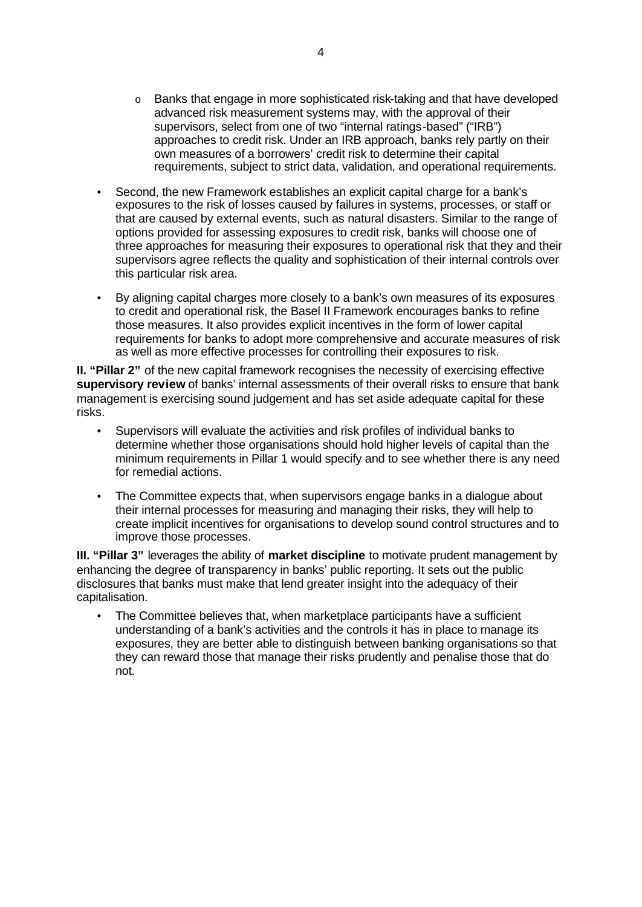- Banks that engage in more sophisticated risk-taking and that have developed advanced risk measurement systems may, with the approval of their supervisors, select from one of two "internal ratings-based" ("IRB") approaches to credit risk. Under an IRB approach, banks rely partly on their own measures of a borrowers' credit risk to determine their capital requirements, subject to strict data, validation, and operational requirements.

- Second, the new Framework establishes an explicit capital charge for a bank's exposures to the risk of losses caused by failures in systems, processes, or staff or that are caused by external events, such as natural disasters. Similar to the range of options provided for assessing exposures to credit risk, banks will choose one of three approaches for measuring their exposures to operational risk that they and their supervisors agree reflects the quality and sophistication of their internal controls over this particular risk area.

- By aligning capital charges more closely to a bank's own measures of its exposures to credit and operational risk, the Basel II Framework encourages banks to refine those measures. It also provides explicit incentives in the form of lower capital requirements for banks to adopt more comprehensive and accurate measures of risk as well as more effective processes for controlling their exposures to risk.

**II. "Pillar 2"** of the new capital framework recognises the necessity of exercising effective **supervisory review** of banks' internal assessments of their overall risks to ensure that bank management is exercising sound judgement and has set aside adequate capital for these risks.

- Supervisors will evaluate the activities and risk profiles of individual banks to determine whether those organisations should hold higher levels of capital than the minimum requirements in Pillar 1 would specify and to see whether there is any need for remedial actions.

- The Committee expects that, when supervisors engage banks in a dialogue about their internal processes for measuring and managing their risks, they will help to create implicit incentives for organisations to develop sound control structures and to improve those processes.

**III. "Pillar 3"** leverages the ability of **market discipline** to motivate prudent management by enhancing the degree of transparency in banks' public reporting. It sets out the public disclosures that banks must make that lend greater insight into the adequacy of their capitalisation.

- The Committee believes that, when marketplace participants have a sufficient understanding of a bank's activities and the controls it has in place to manage its exposures, they are better able to distinguish between banking organisations so that they can reward those that manage their risks prudently and penalise those that do not.